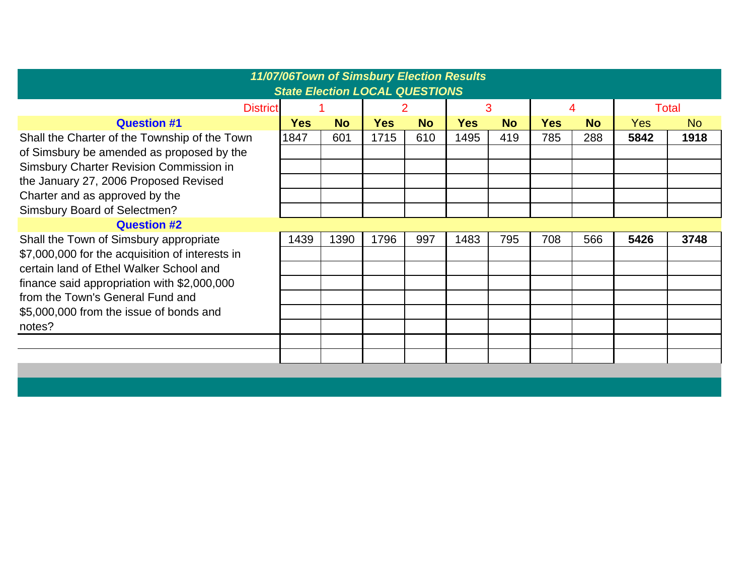# 11/07/06Town of Simsbury Election Results

## State Election LOCAL QUESTIONS

| District | 1 | | 2 | | 3 | | 4 | | Total | |
|---|---|---|---|---|---|---|---|---|---|---|
| **Question #1** | **Yes** | **No** | **Yes** | **No** | **Yes** | **No** | **Yes** | **No** | Yes | No |
| Shall the Charter of the Township of the Town of Simsbury be amended as proposed by the Simsbury Charter Revision Commission in the January 27, 2006 Proposed Revised Charter and as approved by the Simsbury Board of Selectmen? | 1847 | 601 | 1715 | 610 | 1495 | 419 | 785 | 288 | **5842** | **1918** |
| **Question #2** | | | | | | | | | | |
| Shall the Town of Simsbury appropriate $7,000,000 for the acquisition of interests in certain land of Ethel Walker School and finance said appropriation with $2,000,000 from the Town's General Fund and $5,000,000 from the issue of bonds and notes? | 1439 | 1390 | 1796 | 997 | 1483 | 795 | 708 | 566 | **5426** | **3748** |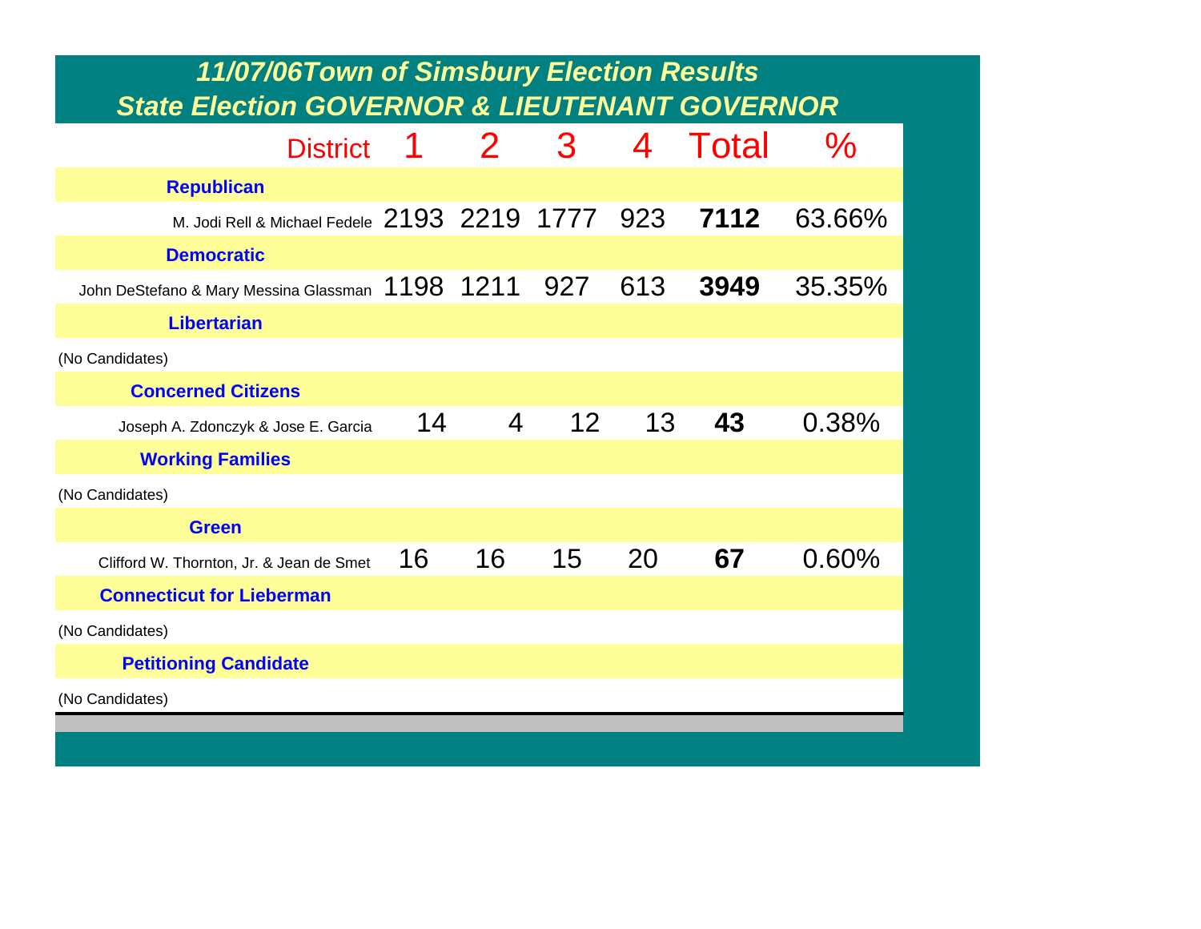# 11/07/06Town of Simsbury Election Results
## State Election GOVERNOR & LIEUTENANT GOVERNOR

| District | 1 | 2 | 3 | 4 | Total | % |
|---|---|---|---|---|---|---|
| **Republican** | | | | | | |
| M. Jodi Rell & Michael Fedele | 2193 | 2219 | 1777 | 923 | **7112** | 63.66% |
| **Democratic** | | | | | | |
| John DeStefano & Mary Messina Glassman | 1198 | 1211 | 927 | 613 | **3949** | 35.35% |
| **Libertarian** | | | | | | |
| (No Candidates) | | | | | | |
| **Concerned Citizens** | | | | | | |
| Joseph A. Zdonczyk & Jose E. Garcia | 14 | 4 | 12 | 13 | **43** | 0.38% |
| **Working Families** | | | | | | |
| (No Candidates) | | | | | | |
| **Green** | | | | | | |
| Clifford W. Thornton, Jr. & Jean de Smet | 16 | 16 | 15 | 20 | **67** | 0.60% |
| **Connecticut for Lieberman** | | | | | | |
| (No Candidates) | | | | | | |
| **Petitioning Candidate** | | | | | | |
| (No Candidates) | | | | | | |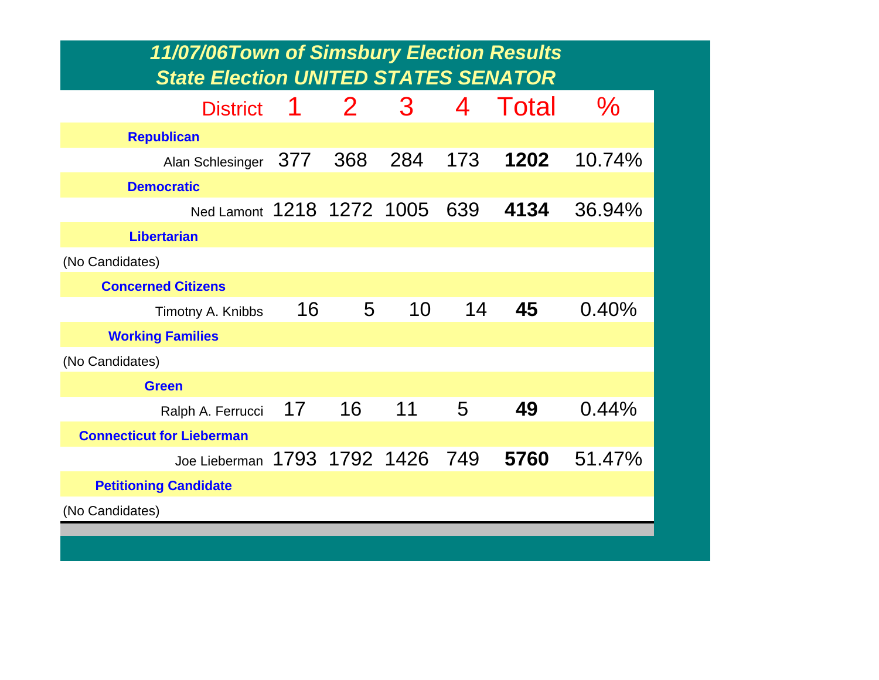## 11/07/06Town of Simsbury Election Results
## State Election UNITED STATES SENATOR

| District | 1 | 2 | 3 | 4 | Total | % |
|---|---|---|---|---|---|---|
| **Republican** | | | | | | |
| Alan Schlesinger | 377 | 368 | 284 | 173 | **1202** | 10.74% |
| **Democratic** | | | | | | |
| Ned Lamont | 1218 | 1272 | 1005 | 639 | **4134** | 36.94% |
| **Libertarian** | | | | | | |
| (No Candidates) | | | | | | |
| **Concerned Citizens** | | | | | | |
| Timotny A. Knibbs | 16 | 5 | 10 | 14 | **45** | 0.40% |
| **Working Families** | | | | | | |
| (No Candidates) | | | | | | |
| **Green** | | | | | | |
| Ralph A. Ferrucci | 17 | 16 | 11 | 5 | **49** | 0.44% |
| **Connecticut for Lieberman** | | | | | | |
| Joe Lieberman | 1793 | 1792 | 1426 | 749 | **5760** | 51.47% |
| **Petitioning Candidate** | | | | | | |
| (No Candidates) | | | | | | |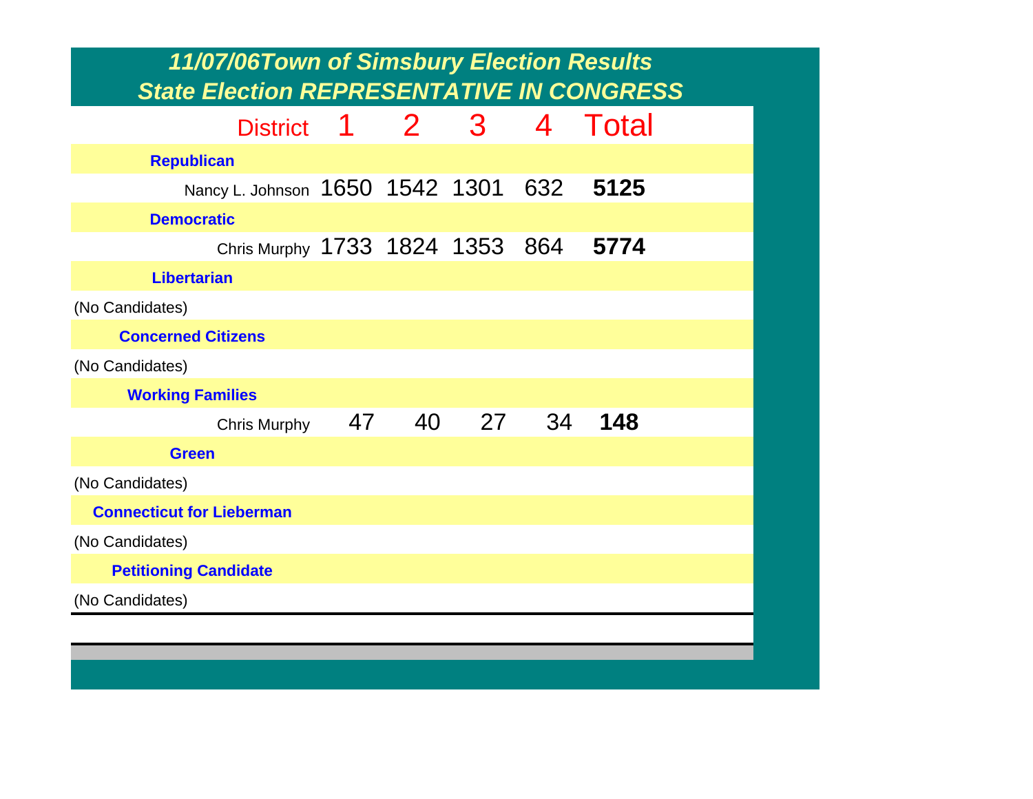# 11/07/06Town of Simsbury Election Results

## State Election REPRESENTATIVE IN CONGRESS

| District | 1 | 2 | 3 | 4 | Total |
|---|---|---|---|---|---|
| **Republican** | | | | | |
| Nancy L. Johnson | 1650 | 1542 | 1301 | 632 | **5125** |
| **Democratic** | | | | | |
| Chris Murphy | 1733 | 1824 | 1353 | 864 | **5774** |
| **Libertarian** | | | | | |
| (No Candidates) | | | | | |
| **Concerned Citizens** | | | | | |
| (No Candidates) | | | | | |
| **Working Families** | | | | | |
| Chris Murphy | 47 | 40 | 27 | 34 | **148** |
| **Green** | | | | | |
| (No Candidates) | | | | | |
| **Connecticut for Lieberman** | | | | | |
| (No Candidates) | | | | | |
| **Petitioning Candidate** | | | | | |
| (No Candidates) | | | | | |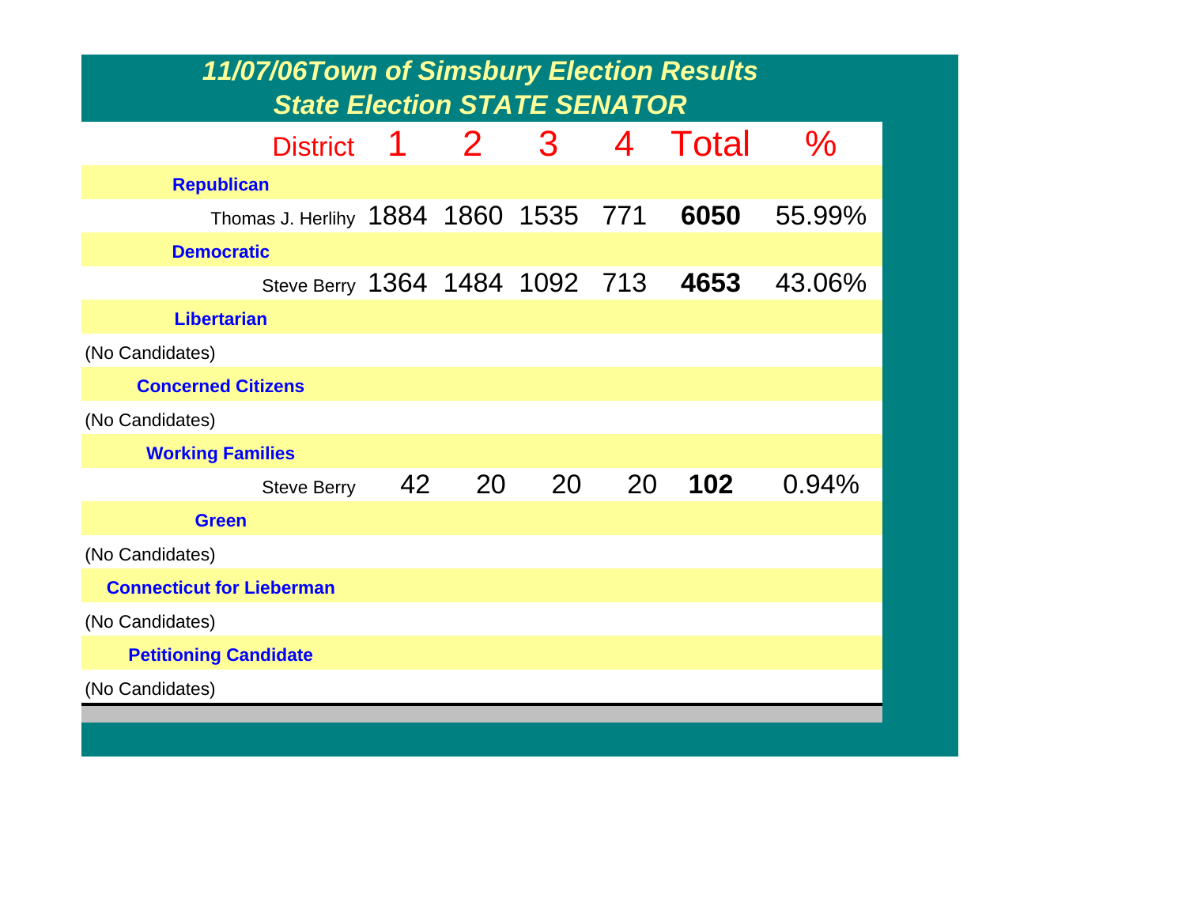# 11/07/06Town of Simsbury Election Results

## State Election STATE SENATOR

| District | 1 | 2 | 3 | 4 | Total | % |
|---|---|---|---|---|---|---|
| **Republican** | | | | | | |
| Thomas J. Herlihy | 1884 | 1860 | 1535 | 771 | **6050** | 55.99% |
| **Democratic** | | | | | | |
| Steve Berry | 1364 | 1484 | 1092 | 713 | **4653** | 43.06% |
| **Libertarian** | | | | | | |
| (No Candidates) | | | | | | |
| **Concerned Citizens** | | | | | | |
| (No Candidates) | | | | | | |
| **Working Families** | | | | | | |
| Steve Berry | 42 | 20 | 20 | 20 | **102** | 0.94% |
| **Green** | | | | | | |
| (No Candidates) | | | | | | |
| **Connecticut for Lieberman** | | | | | | |
| (No Candidates) | | | | | | |
| **Petitioning Candidate** | | | | | | |
| (No Candidates) | | | | | | |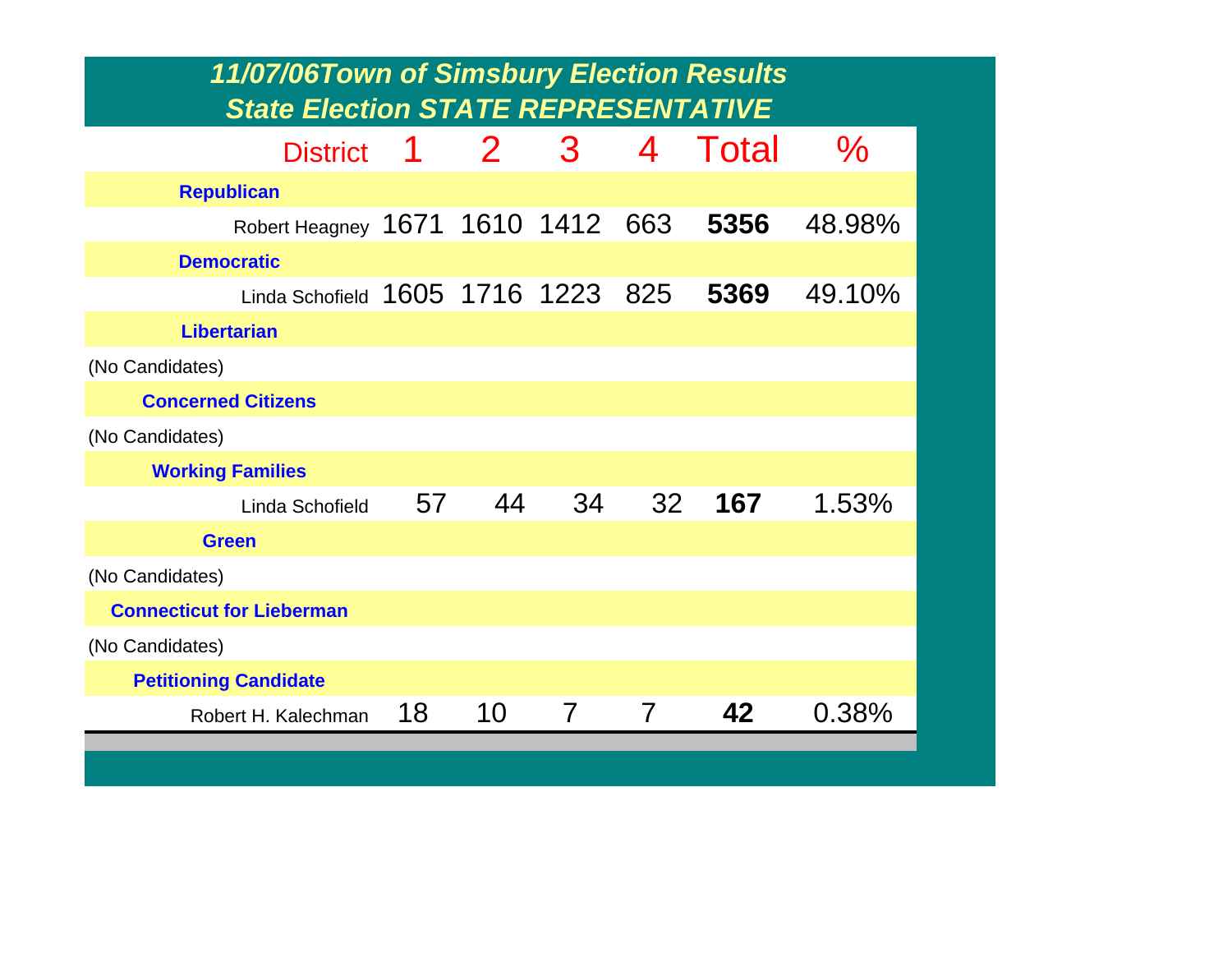# 11/07/06Town of Simsbury Election Results

## State Election STATE REPRESENTATIVE

| District | 1 | 2 | 3 | 4 | Total | % |
|---|---|---|---|---|---|---|
| **Republican** | | | | | | |
| Robert Heagney | 1671 | 1610 | 1412 | 663 | **5356** | 48.98% |
| **Democratic** | | | | | | |
| Linda Schofield | 1605 | 1716 | 1223 | 825 | **5369** | 49.10% |
| **Libertarian** | | | | | | |
| (No Candidates) | | | | | | |
| **Concerned Citizens** | | | | | | |
| (No Candidates) | | | | | | |
| **Working Families** | | | | | | |
| Linda Schofield | 57 | 44 | 34 | 32 | **167** | 1.53% |
| **Green** | | | | | | |
| (No Candidates) | | | | | | |
| **Connecticut for Lieberman** | | | | | | |
| (No Candidates) | | | | | | |
| **Petitioning Candidate** | | | | | | |
| Robert H. Kalechman | 18 | 10 | 7 | 7 | **42** | 0.38% |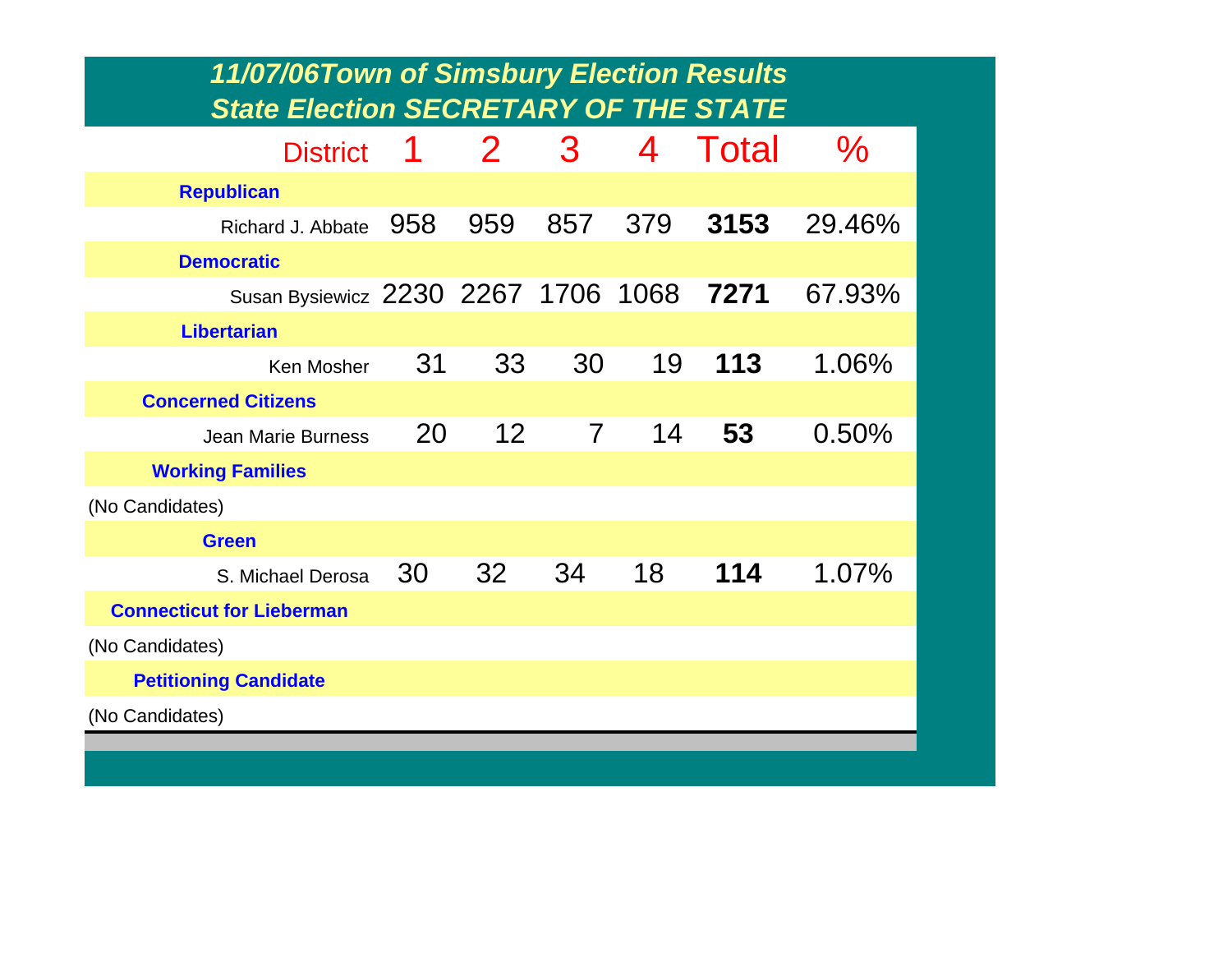## *11/07/06Town of Simsbury Election Results*
## *State Election SECRETARY OF THE STATE*

| District | 1 | 2 | 3 | 4 | Total | % |
|---|---|---|---|---|---|---|
| **Republican** | | | | | | |
| Richard J. Abbate | 958 | 959 | 857 | 379 | **3153** | 29.46% |
| **Democratic** | | | | | | |
| Susan Bysiewicz | 2230 | 2267 | 1706 | 1068 | **7271** | 67.93% |
| **Libertarian** | | | | | | |
| Ken Mosher | 31 | 33 | 30 | 19 | **113** | 1.06% |
| **Concerned Citizens** | | | | | | |
| Jean Marie Burness | 20 | 12 | 7 | 14 | **53** | 0.50% |
| **Working Families** | | | | | | |
| (No Candidates) | | | | | | |
| **Green** | | | | | | |
| S. Michael Derosa | 30 | 32 | 34 | 18 | **114** | 1.07% |
| **Connecticut for Lieberman** | | | | | | |
| (No Candidates) | | | | | | |
| **Petitioning Candidate** | | | | | | |
| (No Candidates) | | | | | | |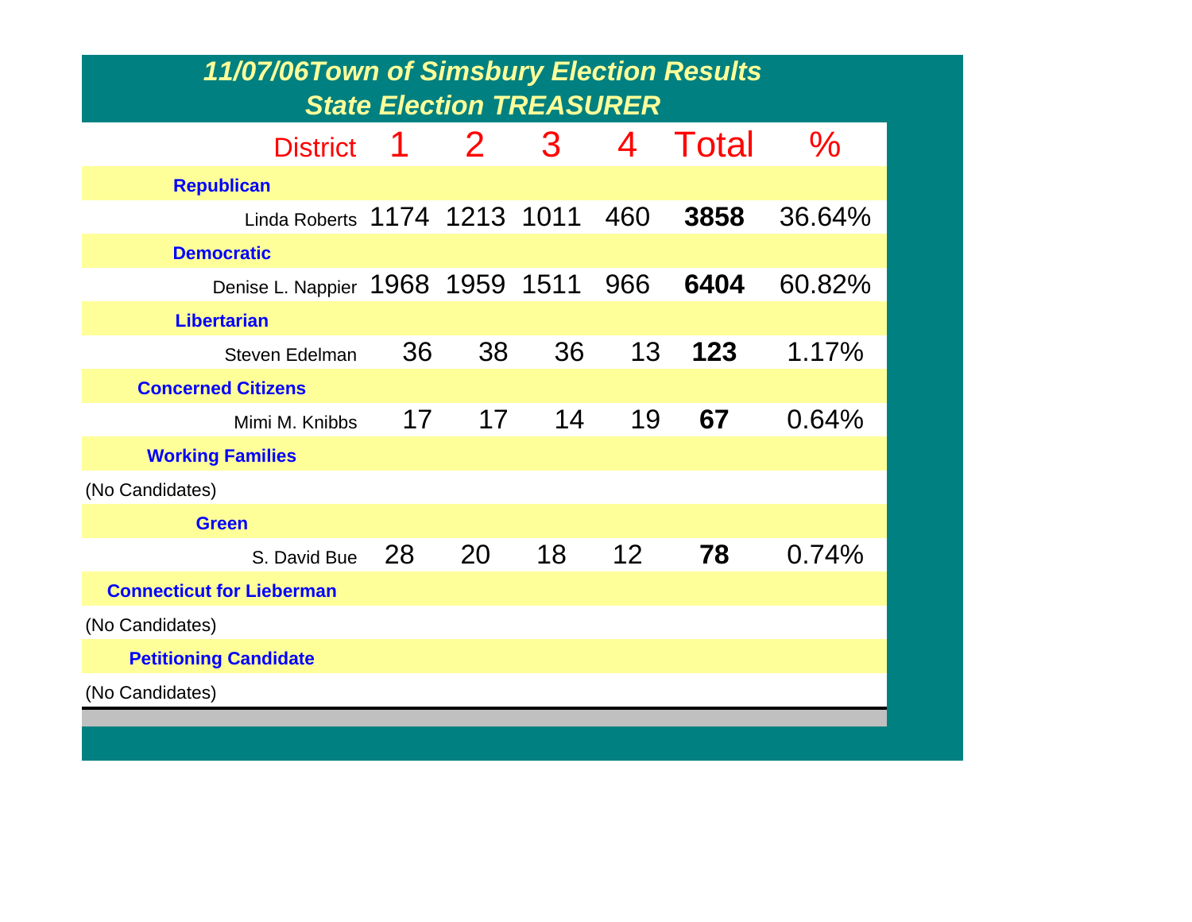# 11/07/06Town of Simsbury Election Results

## State Election TREASURER

| District | 1 | 2 | 3 | 4 | Total | % |
|---|---|---|---|---|---|---|
| **Republican** | | | | | | |
| Linda Roberts | 1174 | 1213 | 1011 | 460 | **3858** | 36.64% |
| **Democratic** | | | | | | |
| Denise L. Nappier | 1968 | 1959 | 1511 | 966 | **6404** | 60.82% |
| **Libertarian** | | | | | | |
| Steven Edelman | 36 | 38 | 36 | 13 | **123** | 1.17% |
| **Concerned Citizens** | | | | | | |
| Mimi M. Knibbs | 17 | 17 | 14 | 19 | **67** | 0.64% |
| **Working Families** | | | | | | |
| (No Candidates) | | | | | | |
| **Green** | | | | | | |
| S. David Bue | 28 | 20 | 18 | 12 | **78** | 0.74% |
| **Connecticut for Lieberman** | | | | | | |
| (No Candidates) | | | | | | |
| **Petitioning Candidate** | | | | | | |
| (No Candidates) | | | | | | |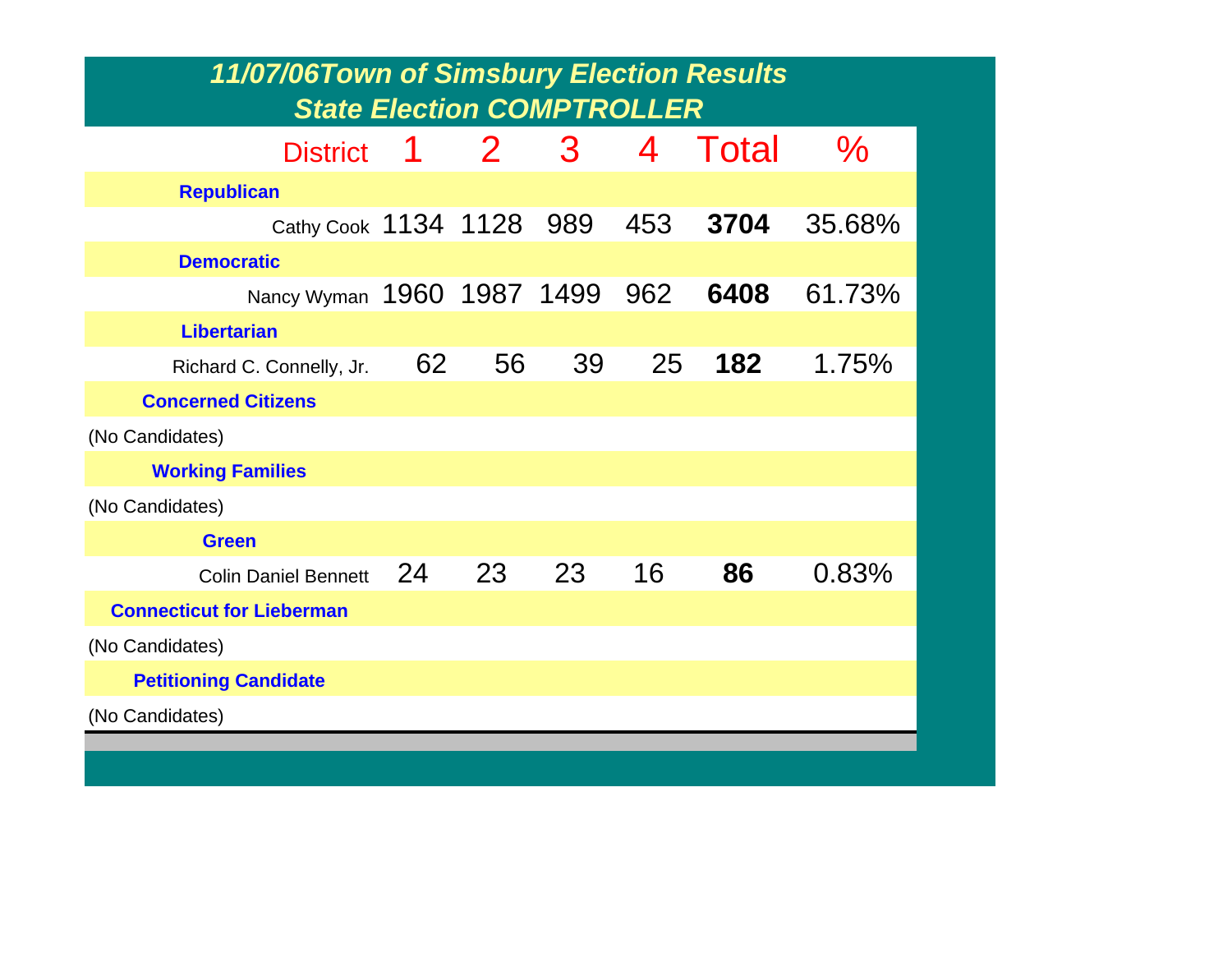## 11/07/06Town of Simsbury Election Results
## State Election COMPTROLLER

| District | 1 | 2 | 3 | 4 | Total | % |
|---|---|---|---|---|---|---|
| **Republican** | | | | | | |
| Cathy Cook | 1134 | 1128 | 989 | 453 | **3704** | 35.68% |
| **Democratic** | | | | | | |
| Nancy Wyman | 1960 | 1987 | 1499 | 962 | **6408** | 61.73% |
| **Libertarian** | | | | | | |
| Richard C. Connelly, Jr. | 62 | 56 | 39 | 25 | **182** | 1.75% |
| **Concerned Citizens** | | | | | | |
| (No Candidates) | | | | | | |
| **Working Families** | | | | | | |
| (No Candidates) | | | | | | |
| **Green** | | | | | | |
| Colin Daniel Bennett | 24 | 23 | 23 | 16 | **86** | 0.83% |
| **Connecticut for Lieberman** | | | | | | |
| (No Candidates) | | | | | | |
| **Petitioning Candidate** | | | | | | |
| (No Candidates) | | | | | | |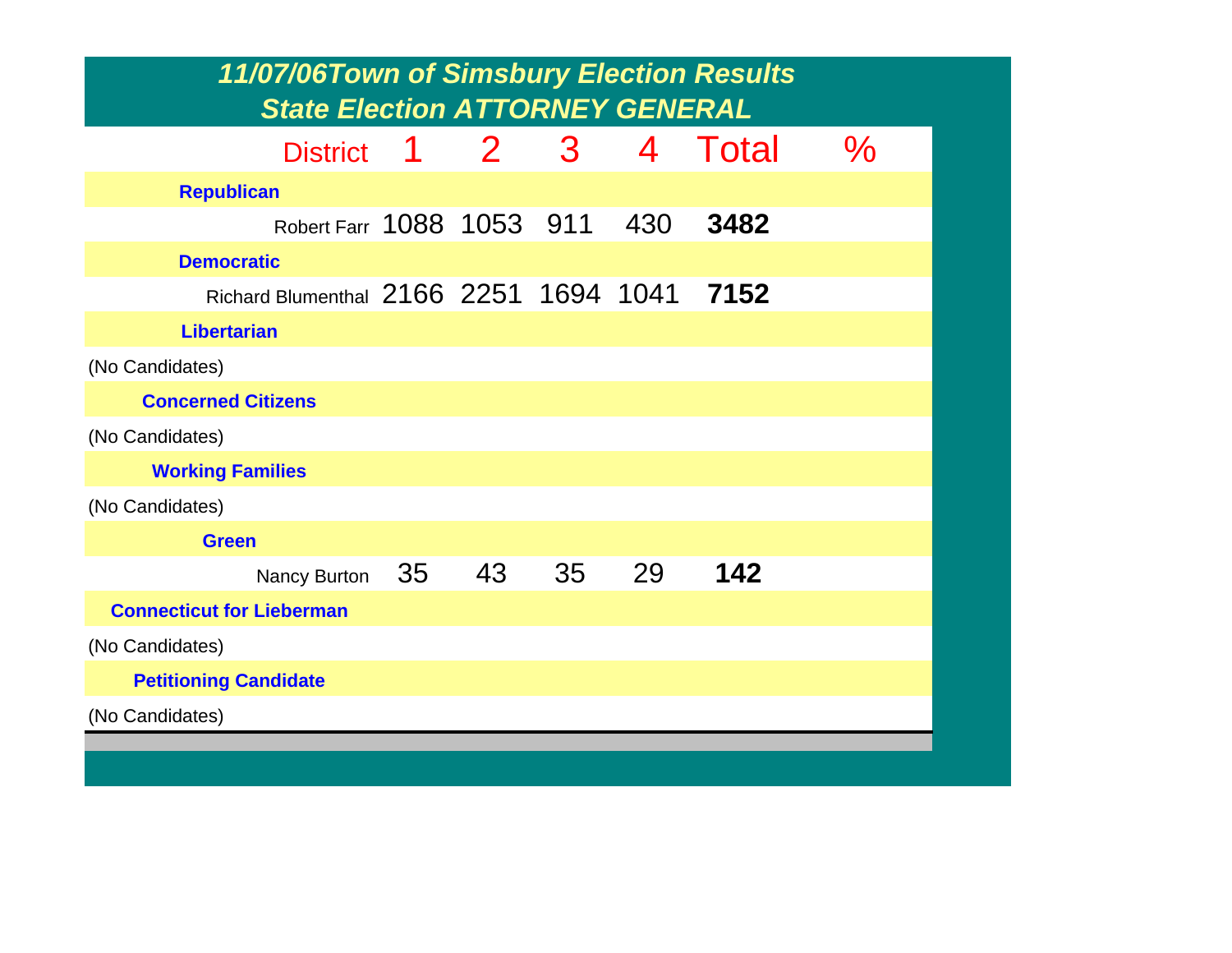# 11/07/06Town of Simsbury Election Results

## State Election ATTORNEY GENERAL

| District | 1 | 2 | 3 | 4 | Total | % |
|---|---|---|---|---|---|---|
| **Republican** | | | | | | |
| Robert Farr | 1088 | 1053 | 911 | 430 | **3482** | |
| **Democratic** | | | | | | |
| Richard Blumenthal | 2166 | 2251 | 1694 | 1041 | **7152** | |
| **Libertarian** | | | | | | |
| (No Candidates) | | | | | | |
| **Concerned Citizens** | | | | | | |
| (No Candidates) | | | | | | |
| **Working Families** | | | | | | |
| (No Candidates) | | | | | | |
| **Green** | | | | | | |
| Nancy Burton | 35 | 43 | 35 | 29 | **142** | |
| **Connecticut for Lieberman** | | | | | | |
| (No Candidates) | | | | | | |
| **Petitioning Candidate** | | | | | | |
| (No Candidates) | | | | | | |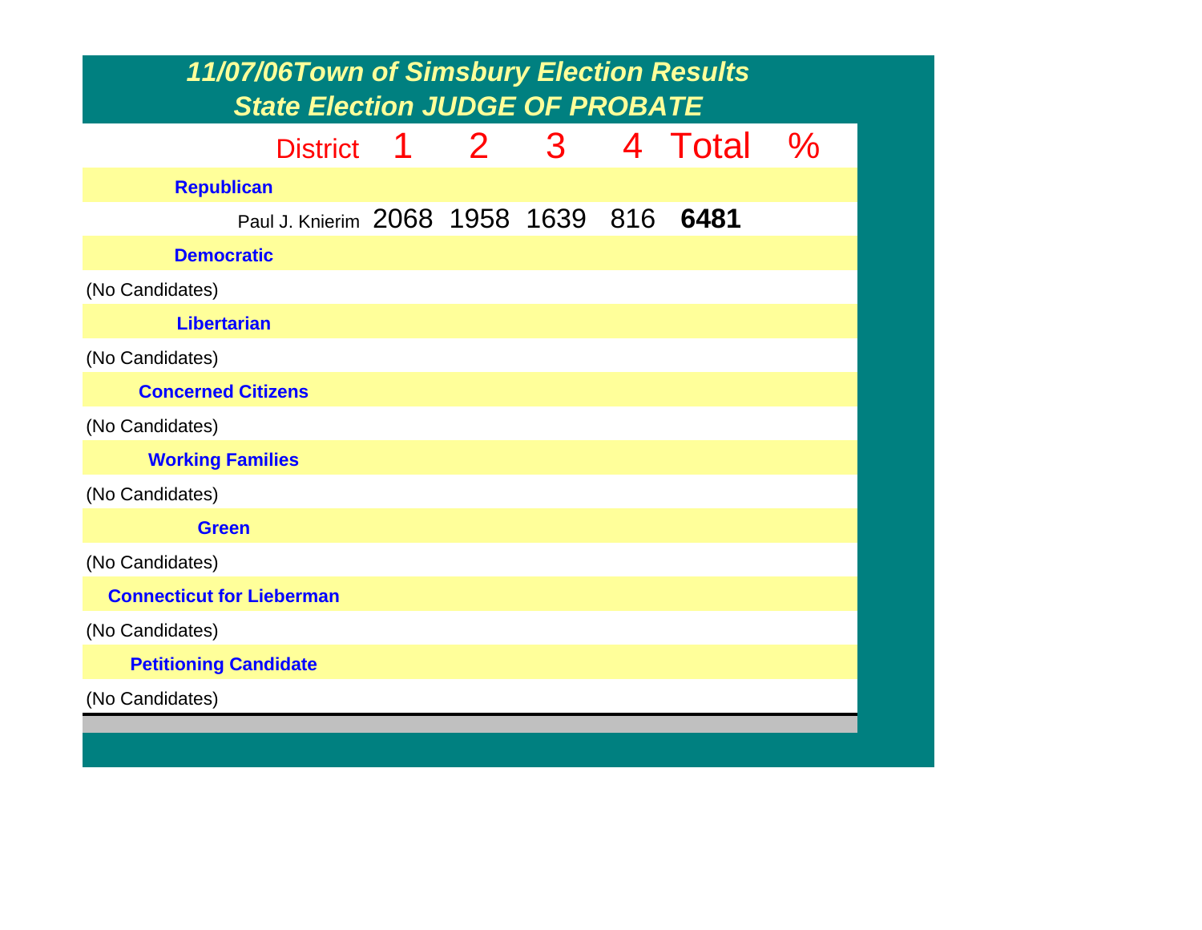# *11/07/06Town of Simsbury Election Results*
## *State Election JUDGE OF PROBATE*

| District | 1 | 2 | 3 | 4 | Total | % |
|---|---|---|---|---|---|---|
| **Republican** | | | | | | |
| Paul J. Knierim | 2068 | 1958 | 1639 | 816 | **6481** | |
| **Democratic** | | | | | | |
| (No Candidates) | | | | | | |
| **Libertarian** | | | | | | |
| (No Candidates) | | | | | | |
| **Concerned Citizens** | | | | | | |
| (No Candidates) | | | | | | |
| **Working Families** | | | | | | |
| (No Candidates) | | | | | | |
| **Green** | | | | | | |
| (No Candidates) | | | | | | |
| **Connecticut for Lieberman** | | | | | | |
| (No Candidates) | | | | | | |
| **Petitioning Candidate** | | | | | | |
| (No Candidates) | | | | | | |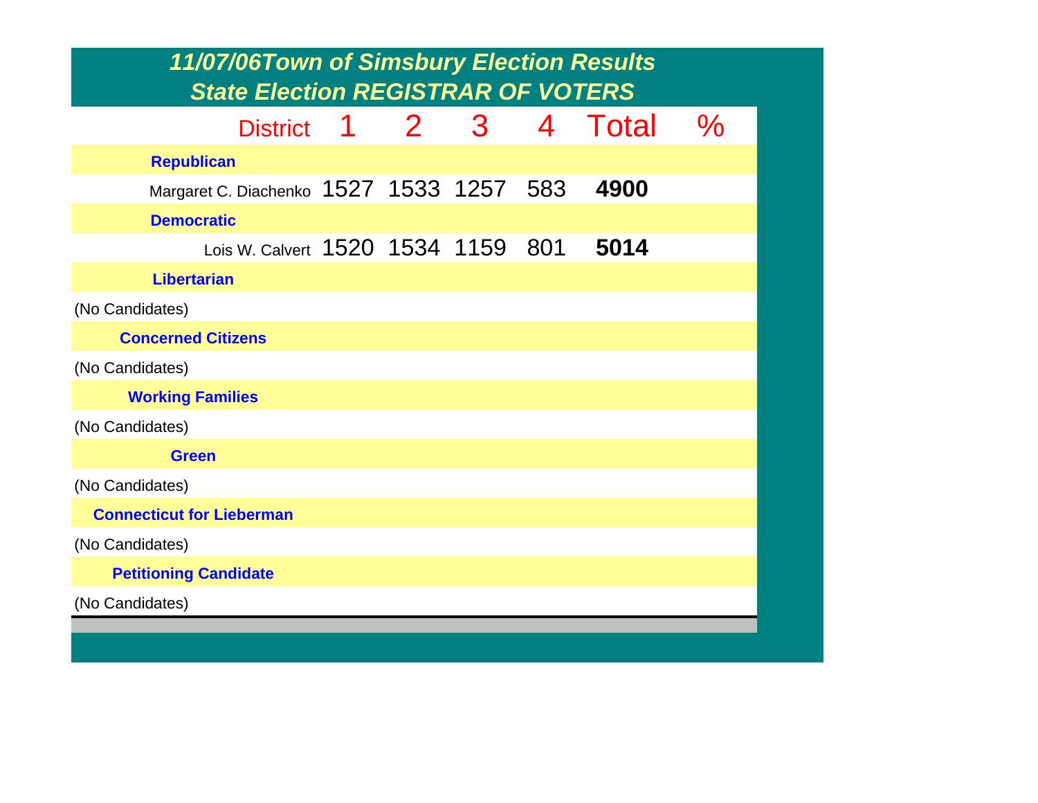# *11/07/06Town of Simsbury Election Results*
## *State Election REGISTRAR OF VOTERS*

| District | 1 | 2 | 3 | 4 | Total | % |
|---|---|---|---|---|---|---|
| **Republican** | | | | | | |
| Margaret C. Diachenko | 1527 | 1533 | 1257 | 583 | **4900** | |
| **Democratic** | | | | | | |
| Lois W. Calvert | 1520 | 1534 | 1159 | 801 | **5014** | |
| **Libertarian** | | | | | | |
| (No Candidates) | | | | | | |
| **Concerned Citizens** | | | | | | |
| (No Candidates) | | | | | | |
| **Working Families** | | | | | | |
| (No Candidates) | | | | | | |
| **Green** | | | | | | |
| (No Candidates) | | | | | | |
| **Connecticut for Lieberman** | | | | | | |
| (No Candidates) | | | | | | |
| **Petitioning Candidate** | | | | | | |
| (No Candidates) | | | | | | |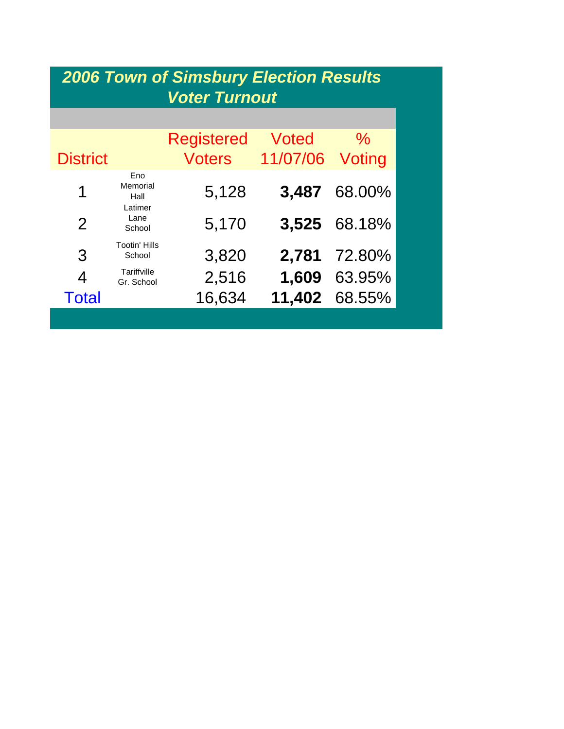# *2006 Town of Simsbury Election Results*
## *Voter Turnout*

| District | | Registered Voters | Voted 11/07/06 | % Voting |
|---|---|---|---|---|
| 1 | Eno Memorial Hall | 5,128 | **3,487** | 68.00% |
| 2 | Latimer Lane School | 5,170 | **3,525** | 68.18% |
| 3 | Tootin' Hills School | 3,820 | **2,781** | 72.80% |
| 4 | Tariffville Gr. School | 2,516 | **1,609** | 63.95% |
| Total | | 16,634 | **11,402** | 68.55% |